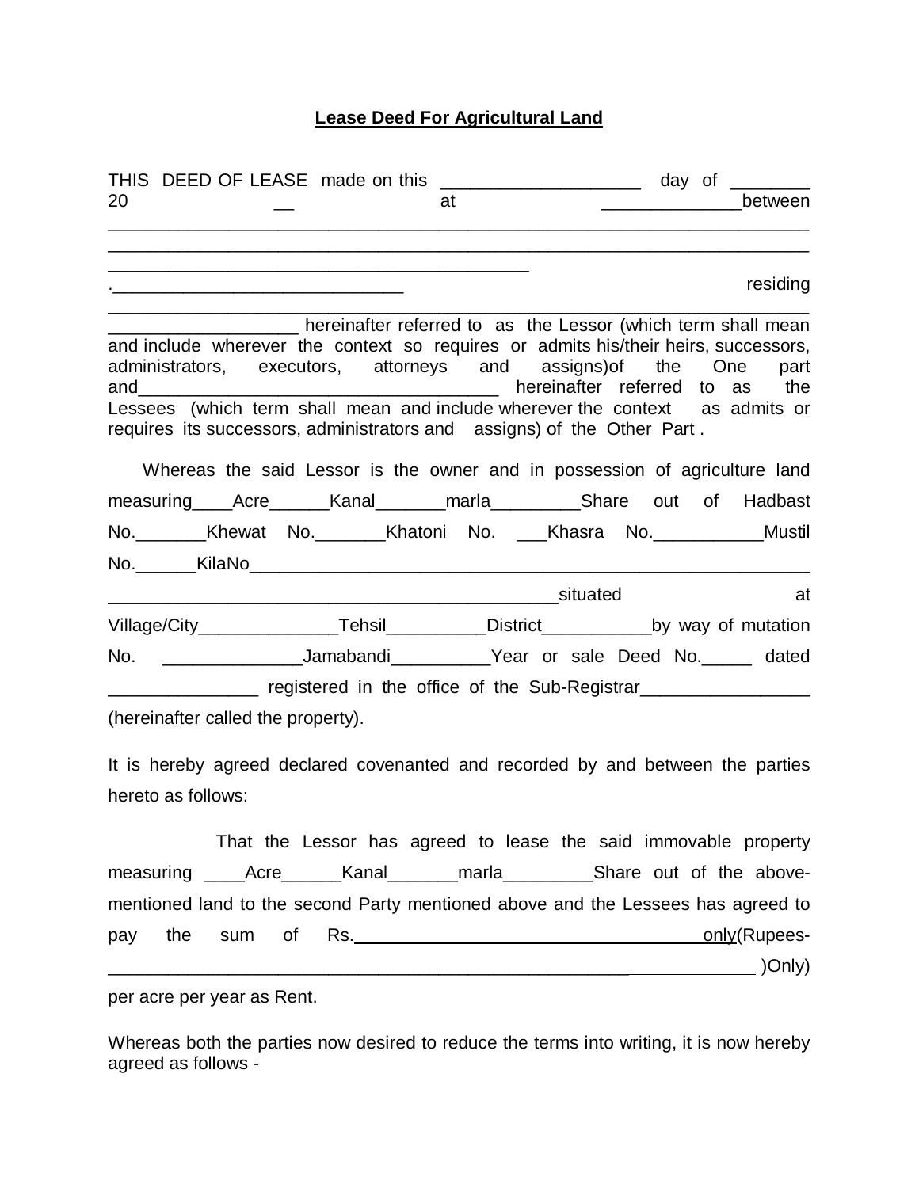**Lease Deed For Agricultural Land**

THIS DEED OF LEASE made on this ____________________ day of ________ 20 __ at ______________between ____________________________________________________________________________________________________________________________________________________________________________________________________________________________________.____________________________ residing ______________________________________________________________________ __________________ hereinafter referred to as the Lessor (which term shall mean and include wherever the context so requires or admits his/their heirs, successors, administrators, executors, attorneys and assigns)of the One part and___________________________________ hereinafter referred to as the Lessees (which term shall mean and include wherever the context as admits or requires its successors, administrators and assigns) of the Other Part .

Whereas the said Lessor is the owner and in possession of agriculture land measuring____Acre______Kanal_______marla_________Share out of Hadbast No._______Khewat No._______Khatoni No. ___Khasra No.___________Mustil No.______KilaNo______________________________________________________________ ____________________________________________situated at Village/City______________Tehsil__________District___________by way of mutation No. ______________Jamabandi__________Year or sale Deed No._____ dated _______________ registered in the office of the Sub-Registrar_________________ (hereinafter called the property).

It is hereby agreed declared covenanted and recorded by and between the parties hereto as follows:

That the Lessor has agreed to lease the said immovable property measuring ____Acre______Kanal_______marla_________Share out of the above-mentioned land to the second Party mentioned above and the Lessees has agreed to pay the sum of Rs.___________________________________only(Rupees- ______________________________________________________________________ )Only) per acre per year as Rent.

Whereas both the parties now desired to reduce the terms into writing, it is now hereby agreed as follows -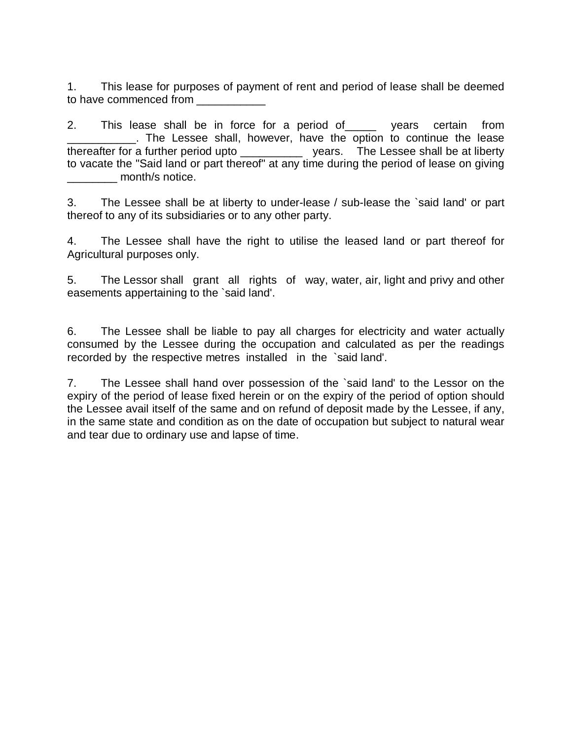1. This lease for purposes of payment of rent and period of lease shall be deemed to have commenced from ___________

2. This lease shall be in force for a period of_____ years certain from ___________. The Lessee shall, however, have the option to continue the lease thereafter for a further period upto __________ years. The Lessee shall be at liberty to vacate the "Said land or part thereof" at any time during the period of lease on giving ________ month/s notice.

3. The Lessee shall be at liberty to under-lease / sub-lease the `said land' or part thereof to any of its subsidiaries or to any other party.

4. The Lessee shall have the right to utilise the leased land or part thereof for Agricultural purposes only.

5. The Lessor shall grant all rights of way, water, air, light and privy and other easements appertaining to the `said land'.

6. The Lessee shall be liable to pay all charges for electricity and water actually consumed by the Lessee during the occupation and calculated as per the readings recorded by the respective metres installed in the `said land'.

7. The Lessee shall hand over possession of the `said land' to the Lessor on the expiry of the period of lease fixed herein or on the expiry of the period of option should the Lessee avail itself of the same and on refund of deposit made by the Lessee, if any, in the same state and condition as on the date of occupation but subject to natural wear and tear due to ordinary use and lapse of time.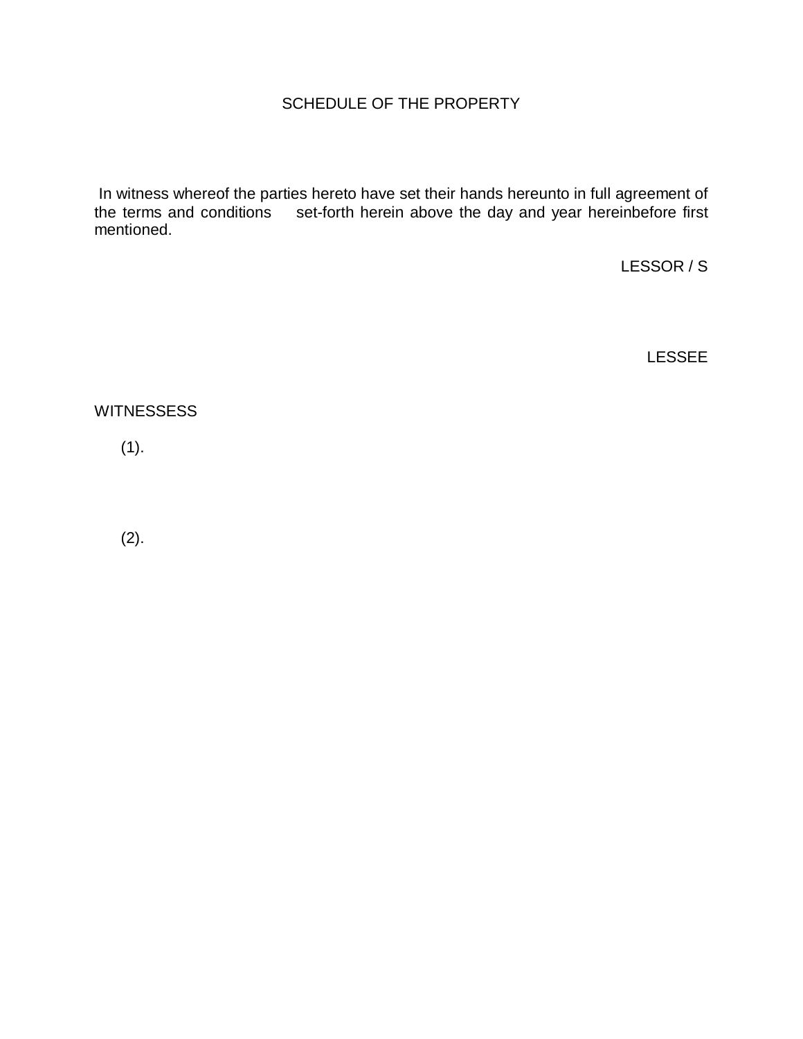SCHEDULE OF THE PROPERTY

In witness whereof the parties hereto have set their hands hereunto in full agreement of the terms and conditions set-forth herein above the day and year hereinbefore first mentioned.

LESSOR / S

LESSEE

WITNESSESS

(1).

(2).